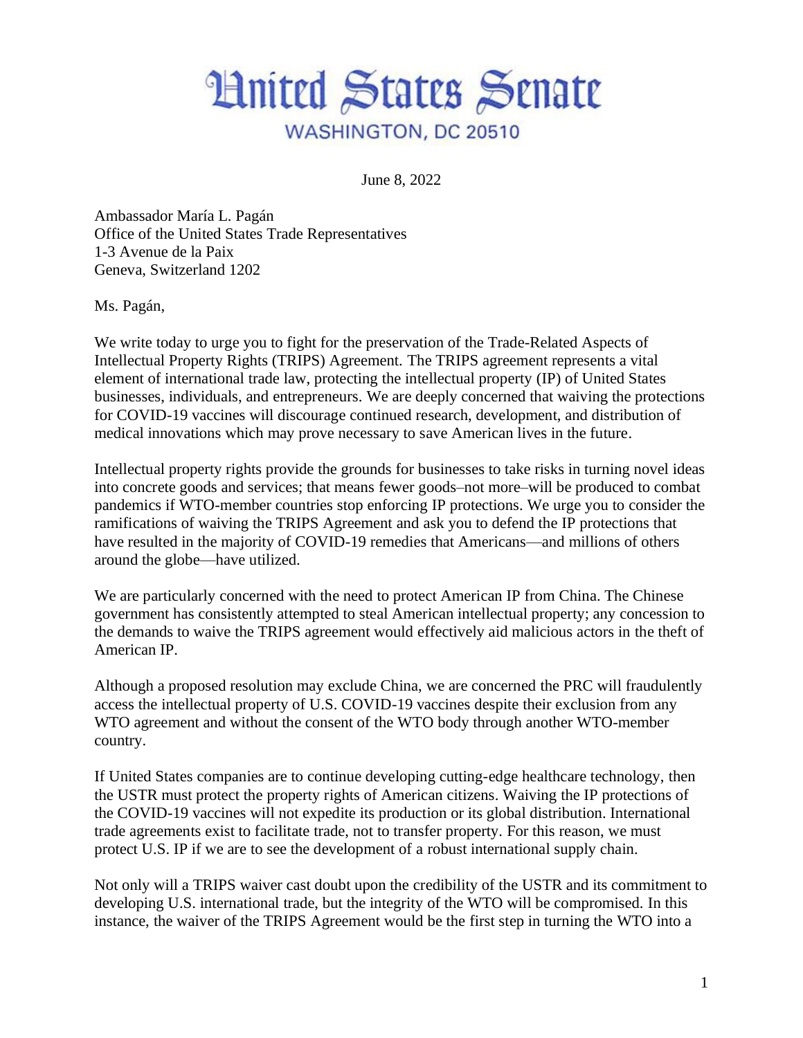# United States Senate

WASHINGTON, DC 20510

June 8, 2022

Ambassador María L. Pagán
Office of the United States Trade Representatives
1-3 Avenue de la Paix
Geneva, Switzerland 1202

Ms. Pagán,

We write today to urge you to fight for the preservation of the Trade-Related Aspects of Intellectual Property Rights (TRIPS) Agreement. The TRIPS agreement represents a vital element of international trade law, protecting the intellectual property (IP) of United States businesses, individuals, and entrepreneurs. We are deeply concerned that waiving the protections for COVID-19 vaccines will discourage continued research, development, and distribution of medical innovations which may prove necessary to save American lives in the future.

Intellectual property rights provide the grounds for businesses to take risks in turning novel ideas into concrete goods and services; that means fewer goods–not more–will be produced to combat pandemics if WTO-member countries stop enforcing IP protections. We urge you to consider the ramifications of waiving the TRIPS Agreement and ask you to defend the IP protections that have resulted in the majority of COVID-19 remedies that Americans—and millions of others around the globe—have utilized.

We are particularly concerned with the need to protect American IP from China. The Chinese government has consistently attempted to steal American intellectual property; any concession to the demands to waive the TRIPS agreement would effectively aid malicious actors in the theft of American IP.

Although a proposed resolution may exclude China, we are concerned the PRC will fraudulently access the intellectual property of U.S. COVID-19 vaccines despite their exclusion from any WTO agreement and without the consent of the WTO body through another WTO-member country.

If United States companies are to continue developing cutting-edge healthcare technology, then the USTR must protect the property rights of American citizens. Waiving the IP protections of the COVID-19 vaccines will not expedite its production or its global distribution. International trade agreements exist to facilitate trade, not to transfer property. For this reason, we must protect U.S. IP if we are to see the development of a robust international supply chain.

Not only will a TRIPS waiver cast doubt upon the credibility of the USTR and its commitment to developing U.S. international trade, but the integrity of the WTO will be compromised. In this instance, the waiver of the TRIPS Agreement would be the first step in turning the WTO into a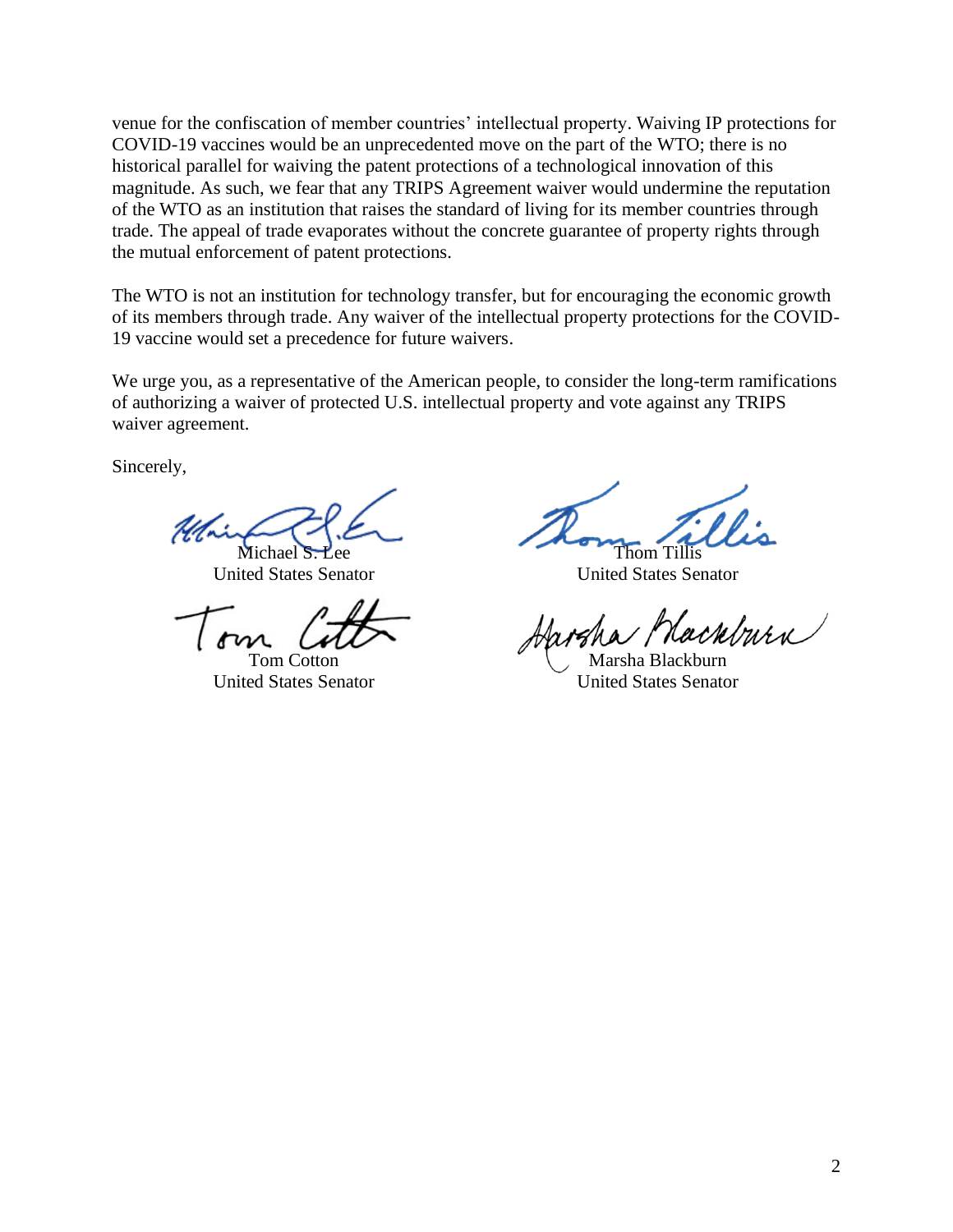venue for the confiscation of member countries' intellectual property. Waiving IP protections for COVID-19 vaccines would be an unprecedented move on the part of the WTO; there is no historical parallel for waiving the patent protections of a technological innovation of this magnitude. As such, we fear that any TRIPS Agreement waiver would undermine the reputation of the WTO as an institution that raises the standard of living for its member countries through trade. The appeal of trade evaporates without the concrete guarantee of property rights through the mutual enforcement of patent protections.

The WTO is not an institution for technology transfer, but for encouraging the economic growth of its members through trade. Any waiver of the intellectual property protections for the COVID-19 vaccine would set a precedence for future waivers.

We urge you, as a representative of the American people, to consider the long-term ramifications of authorizing a waiver of protected U.S. intellectual property and vote against any TRIPS waiver agreement.

Sincerely,

Michael S. Lee
United States Senator

Thom Tillis
United States Senator

Tom Cotton
United States Senator

Marsha Blackburn
United States Senator